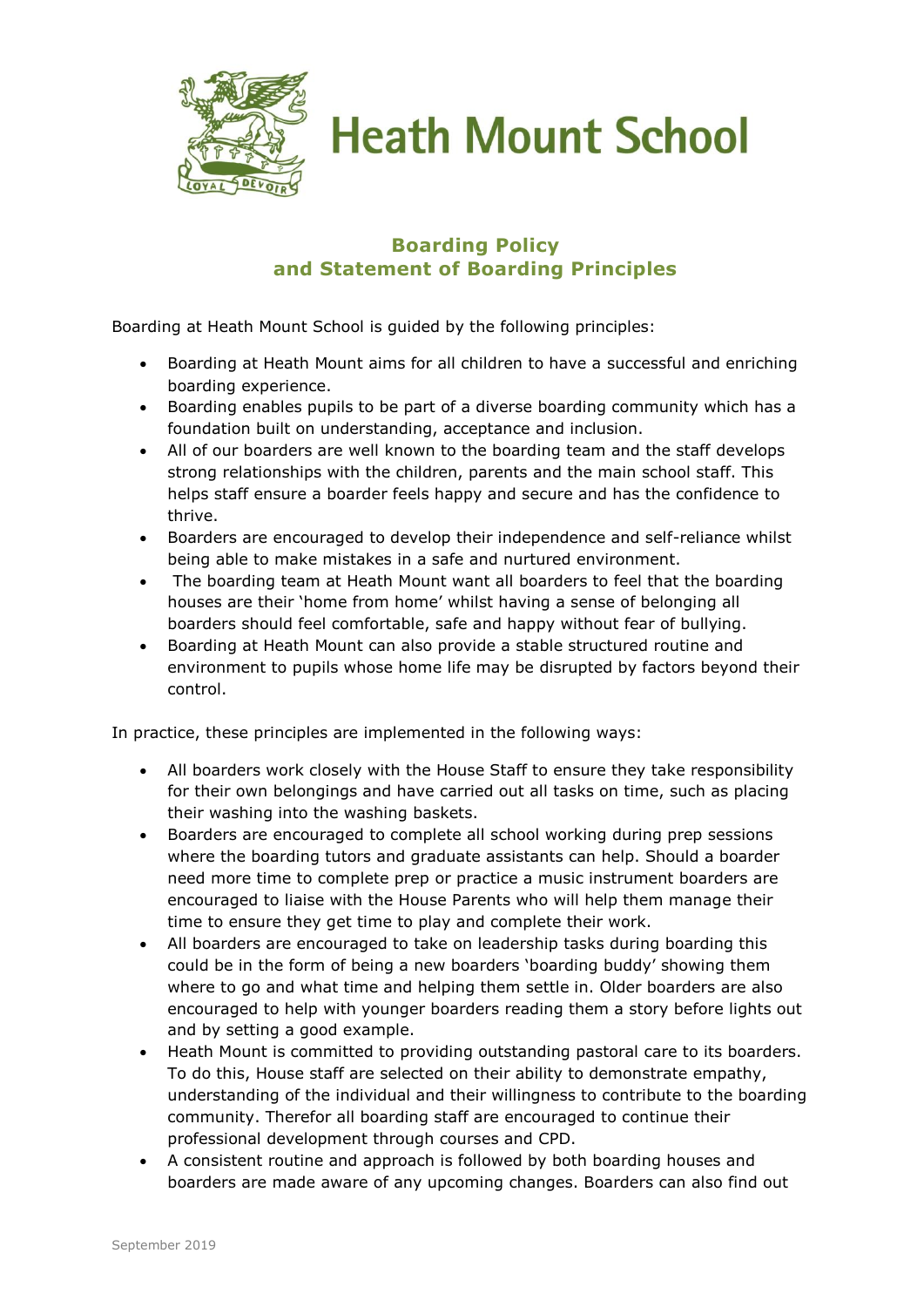# Heath Mount School

## Boarding Policy and Statement of Boarding Principles

Boarding at Heath Mount School is guided by the following principles:

- Boarding at Heath Mount aims for all children to have a successful and enriching boarding experience.
- Boarding enables pupils to be part of a diverse boarding community which has a foundation built on understanding, acceptance and inclusion.
- All of our boarders are well known to the boarding team and the staff develops strong relationships with the children, parents and the main school staff. This helps staff ensure a boarder feels happy and secure and has the confidence to thrive.
- Boarders are encouraged to develop their independence and self-reliance whilst being able to make mistakes in a safe and nurtured environment.
- The boarding team at Heath Mount want all boarders to feel that the boarding houses are their 'home from home' whilst having a sense of belonging all boarders should feel comfortable, safe and happy without fear of bullying.
- Boarding at Heath Mount can also provide a stable structured routine and environment to pupils whose home life may be disrupted by factors beyond their control.

In practice, these principles are implemented in the following ways:

- All boarders work closely with the House Staff to ensure they take responsibility for their own belongings and have carried out all tasks on time, such as placing their washing into the washing baskets.
- Boarders are encouraged to complete all school working during prep sessions where the boarding tutors and graduate assistants can help. Should a boarder need more time to complete prep or practice a music instrument boarders are encouraged to liaise with the House Parents who will help them manage their time to ensure they get time to play and complete their work.
- All boarders are encouraged to take on leadership tasks during boarding this could be in the form of being a new boarders 'boarding buddy' showing them where to go and what time and helping them settle in. Older boarders are also encouraged to help with younger boarders reading them a story before lights out and by setting a good example.
- Heath Mount is committed to providing outstanding pastoral care to its boarders. To do this, House staff are selected on their ability to demonstrate empathy, understanding of the individual and their willingness to contribute to the boarding community. Therefor all boarding staff are encouraged to continue their professional development through courses and CPD.
- A consistent routine and approach is followed by both boarding houses and boarders are made aware of any upcoming changes. Boarders can also find out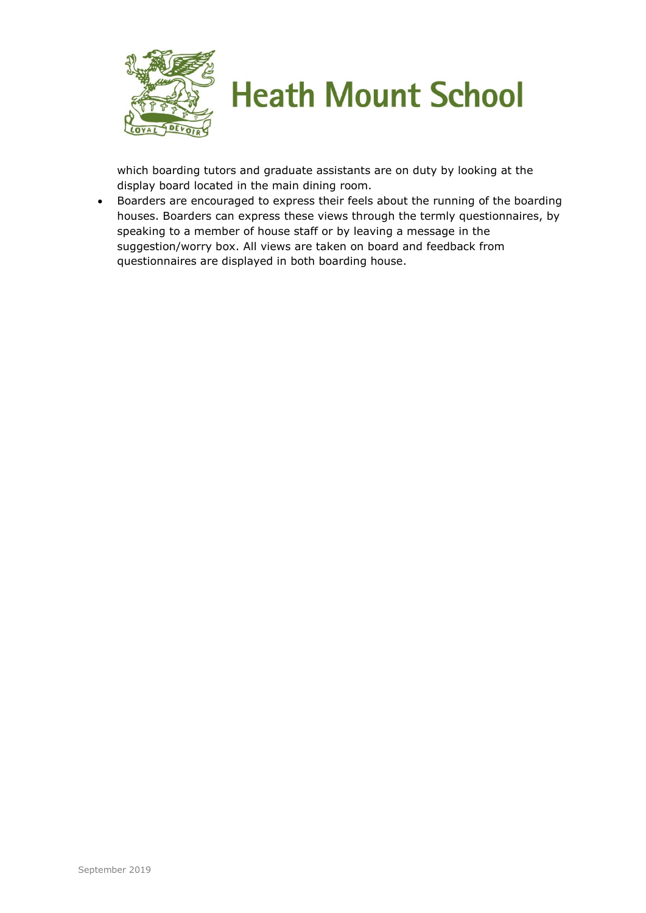which boarding tutors and graduate assistants are on duty by looking at the display board located in the main dining room.

- Boarders are encouraged to express their feels about the running of the boarding houses. Boarders can express these views through the termly questionnaires, by speaking to a member of house staff or by leaving a message in the suggestion/worry box. All views are taken on board and feedback from questionnaires are displayed in both boarding house.